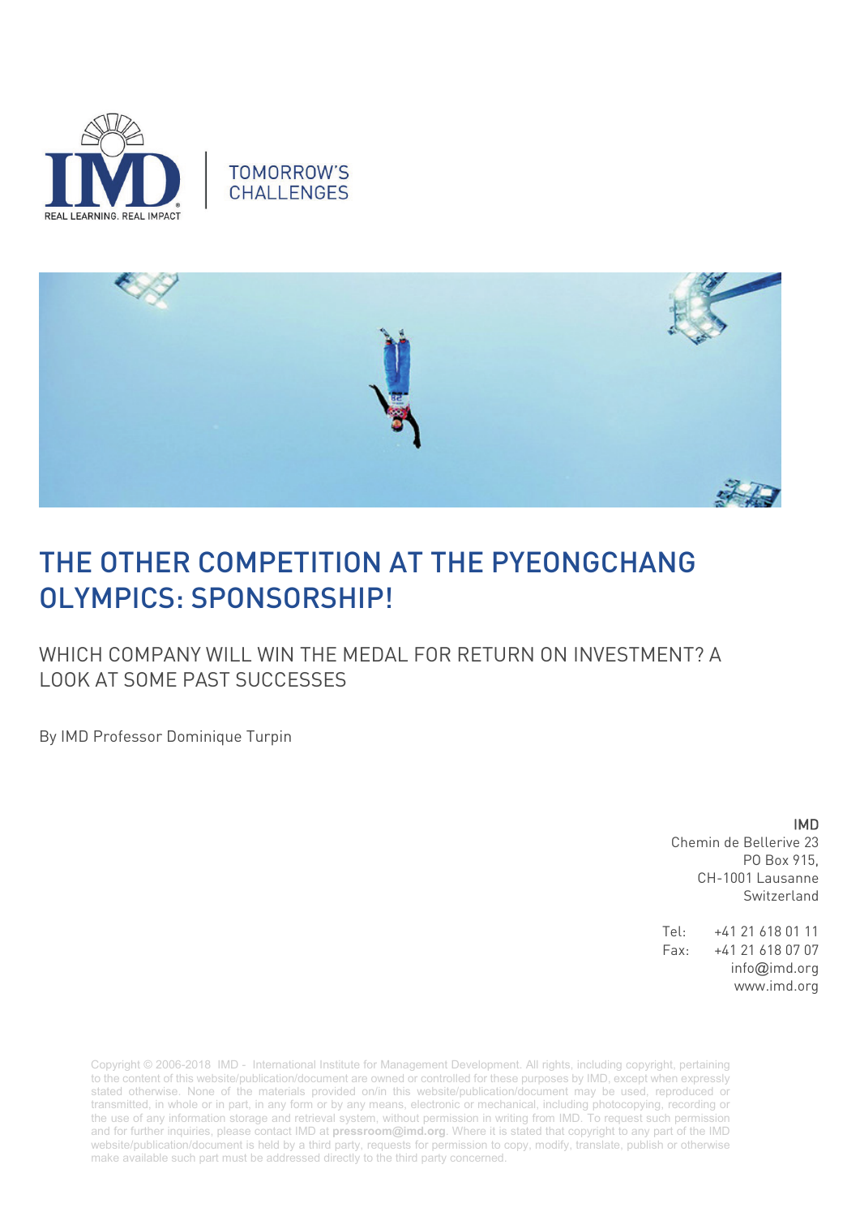REAL LEARNING. REAL IMPACT

TOMORROW'S CHALLENGES

# THE OTHER COMPETITION AT THE PYEONGCHANG OLYMPICS: SPONSORSHIP!

## WHICH COMPANY WILL WIN THE MEDAL FOR RETURN ON INVESTMENT? A LOOK AT SOME PAST SUCCESSES

By IMD Professor Dominique Turpin

**IMD**
Chemin de Bellerive 23
PO Box 915,
CH-1001 Lausanne
Switzerland

Tel: +41 21 618 01 11
Fax: +41 21 618 07 07
info@imd.org
www.imd.org

Copyright © 2006-2018 IMD - International Institute for Management Development. All rights, including copyright, pertaining to the content of this website/publication/document are owned or controlled for these purposes by IMD, except when expressly stated otherwise. None of the materials provided on/in this website/publication/document may be used, reproduced or transmitted, in whole or in part, in any form or by any means, electronic or mechanical, including photocopying, recording or the use of any information storage and retrieval system, without permission in writing from IMD. To request such permission and for further inquiries, please contact IMD at **pressroom@imd.org**. Where it is stated that copyright to any part of the IMD website/publication/document is held by a third party, requests for permission to copy, modify, translate, publish or otherwise make available such part must be addressed directly to the third party concerned.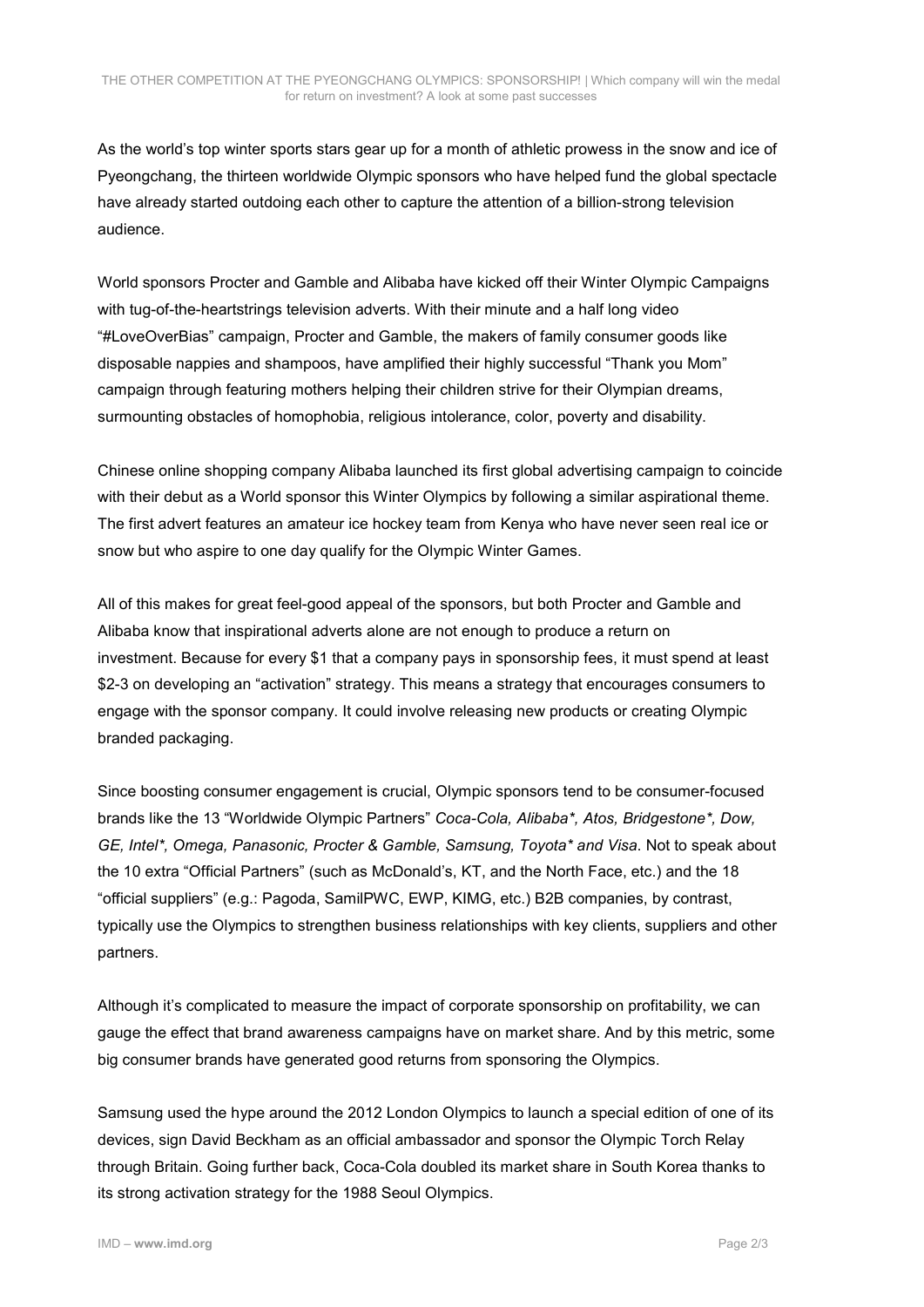As the world's top winter sports stars gear up for a month of athletic prowess in the snow and ice of Pyeongchang, the thirteen worldwide Olympic sponsors who have helped fund the global spectacle have already started outdoing each other to capture the attention of a billion-strong television audience.

World sponsors Procter and Gamble and Alibaba have kicked off their Winter Olympic Campaigns with tug-of-the-heartstrings television adverts. With their minute and a half long video "#LoveOverBias" campaign, Procter and Gamble, the makers of family consumer goods like disposable nappies and shampoos, have amplified their highly successful "Thank you Mom" campaign through featuring mothers helping their children strive for their Olympian dreams, surmounting obstacles of homophobia, religious intolerance, color, poverty and disability.

Chinese online shopping company Alibaba launched its first global advertising campaign to coincide with their debut as a World sponsor this Winter Olympics by following a similar aspirational theme. The first advert features an amateur ice hockey team from Kenya who have never seen real ice or snow but who aspire to one day qualify for the Olympic Winter Games.

All of this makes for great feel-good appeal of the sponsors, but both Procter and Gamble and Alibaba know that inspirational adverts alone are not enough to produce a return on investment. Because for every $1 that a company pays in sponsorship fees, it must spend at least $2-3 on developing an "activation" strategy. This means a strategy that encourages consumers to engage with the sponsor company. It could involve releasing new products or creating Olympic branded packaging.

Since boosting consumer engagement is crucial, Olympic sponsors tend to be consumer-focused brands like the 13 "Worldwide Olympic Partners" *Coca-Cola, Alibaba*, Atos, Bridgestone*, Dow, GE, Intel*, Omega, Panasonic, Procter & Gamble, Samsung, Toyota* and Visa*. Not to speak about the 10 extra "Official Partners" (such as McDonald's, KT, and the North Face, etc.) and the 18 "official suppliers" (e.g.: Pagoda, SamilPWC, EWP, KIMG, etc.) B2B companies, by contrast, typically use the Olympics to strengthen business relationships with key clients, suppliers and other partners.

Although it's complicated to measure the impact of corporate sponsorship on profitability, we can gauge the effect that brand awareness campaigns have on market share. And by this metric, some big consumer brands have generated good returns from sponsoring the Olympics.

Samsung used the hype around the 2012 London Olympics to launch a special edition of one of its devices, sign David Beckham as an official ambassador and sponsor the Olympic Torch Relay through Britain. Going further back, Coca-Cola doubled its market share in South Korea thanks to its strong activation strategy for the 1988 Seoul Olympics.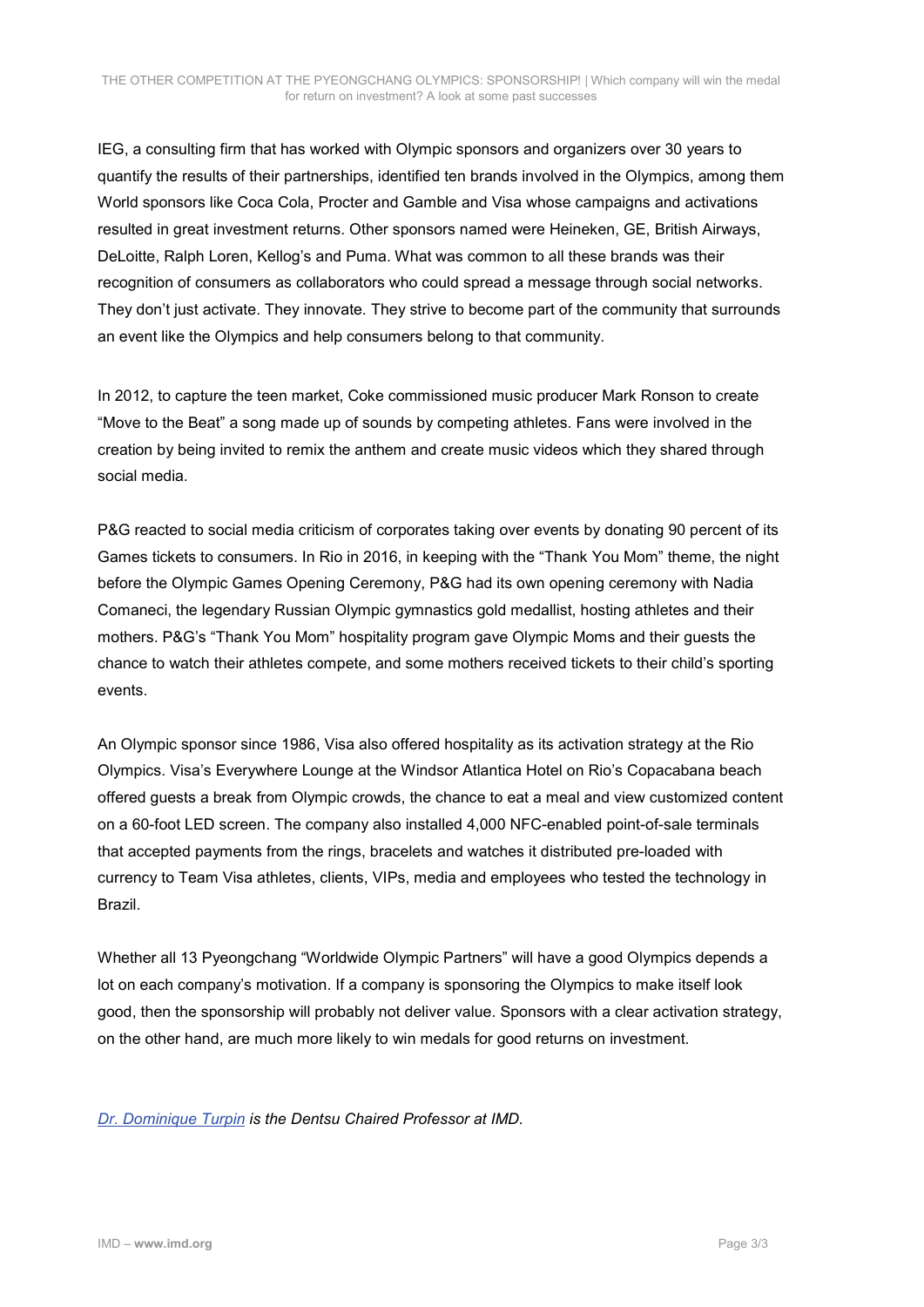IEG, a consulting firm that has worked with Olympic sponsors and organizers over 30 years to quantify the results of their partnerships, identified ten brands involved in the Olympics, among them World sponsors like Coca Cola, Procter and Gamble and Visa whose campaigns and activations resulted in great investment returns. Other sponsors named were Heineken, GE, British Airways, DeLoitte, Ralph Loren, Kellog's and Puma. What was common to all these brands was their recognition of consumers as collaborators who could spread a message through social networks. They don't just activate. They innovate. They strive to become part of the community that surrounds an event like the Olympics and help consumers belong to that community.

In 2012, to capture the teen market, Coke commissioned music producer Mark Ronson to create "Move to the Beat" a song made up of sounds by competing athletes. Fans were involved in the creation by being invited to remix the anthem and create music videos which they shared through social media.

P&G reacted to social media criticism of corporates taking over events by donating 90 percent of its Games tickets to consumers. In Rio in 2016, in keeping with the "Thank You Mom" theme, the night before the Olympic Games Opening Ceremony, P&G had its own opening ceremony with Nadia Comaneci, the legendary Russian Olympic gymnastics gold medallist, hosting athletes and their mothers. P&G's "Thank You Mom" hospitality program gave Olympic Moms and their guests the chance to watch their athletes compete, and some mothers received tickets to their child's sporting events.

An Olympic sponsor since 1986, Visa also offered hospitality as its activation strategy at the Rio Olympics. Visa's Everywhere Lounge at the Windsor Atlantica Hotel on Rio's Copacabana beach offered guests a break from Olympic crowds, the chance to eat a meal and view customized content on a 60-foot LED screen. The company also installed 4,000 NFC-enabled point-of-sale terminals that accepted payments from the rings, bracelets and watches it distributed pre-loaded with currency to Team Visa athletes, clients, VIPs, media and employees who tested the technology in Brazil.

Whether all 13 Pyeongchang "Worldwide Olympic Partners" will have a good Olympics depends a lot on each company's motivation. If a company is sponsoring the Olympics to make itself look good, then the sponsorship will probably not deliver value. Sponsors with a clear activation strategy, on the other hand, are much more likely to win medals for good returns on investment.

*Dr. Dominique Turpin is the Dentsu Chaired Professor at IMD.*